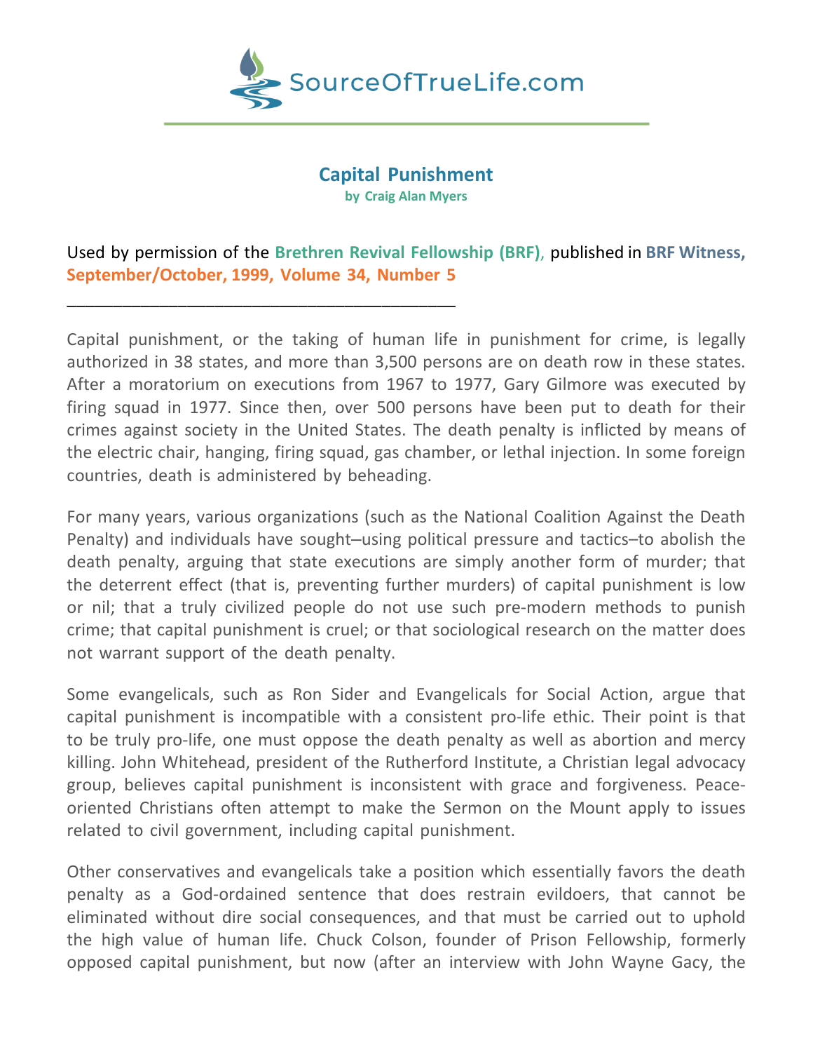SourceOfTrueLife.com

# Capital Punishment

**by Craig Alan Myers**

Used by permission of the **Brethren Revival Fellowship (BRF)**, published in **BRF Witness, September/October, 1999, Volume 34, Number 5**

---

Capital punishment, or the taking of human life in punishment for crime, is legally authorized in 38 states, and more than 3,500 persons are on death row in these states. After a moratorium on executions from 1967 to 1977, Gary Gilmore was executed by firing squad in 1977. Since then, over 500 persons have been put to death for their crimes against society in the United States. The death penalty is inflicted by means of the electric chair, hanging, firing squad, gas chamber, or lethal injection. In some foreign countries, death is administered by beheading.

For many years, various organizations (such as the National Coalition Against the Death Penalty) and individuals have sought–using political pressure and tactics–to abolish the death penalty, arguing that state executions are simply another form of murder; that the deterrent effect (that is, preventing further murders) of capital punishment is low or nil; that a truly civilized people do not use such pre-modern methods to punish crime; that capital punishment is cruel; or that sociological research on the matter does not warrant support of the death penalty.

Some evangelicals, such as Ron Sider and Evangelicals for Social Action, argue that capital punishment is incompatible with a consistent pro-life ethic. Their point is that to be truly pro-life, one must oppose the death penalty as well as abortion and mercy killing. John Whitehead, president of the Rutherford Institute, a Christian legal advocacy group, believes capital punishment is inconsistent with grace and forgiveness. Peace-oriented Christians often attempt to make the Sermon on the Mount apply to issues related to civil government, including capital punishment.

Other conservatives and evangelicals take a position which essentially favors the death penalty as a God-ordained sentence that does restrain evildoers, that cannot be eliminated without dire social consequences, and that must be carried out to uphold the high value of human life. Chuck Colson, founder of Prison Fellowship, formerly opposed capital punishment, but now (after an interview with John Wayne Gacy, the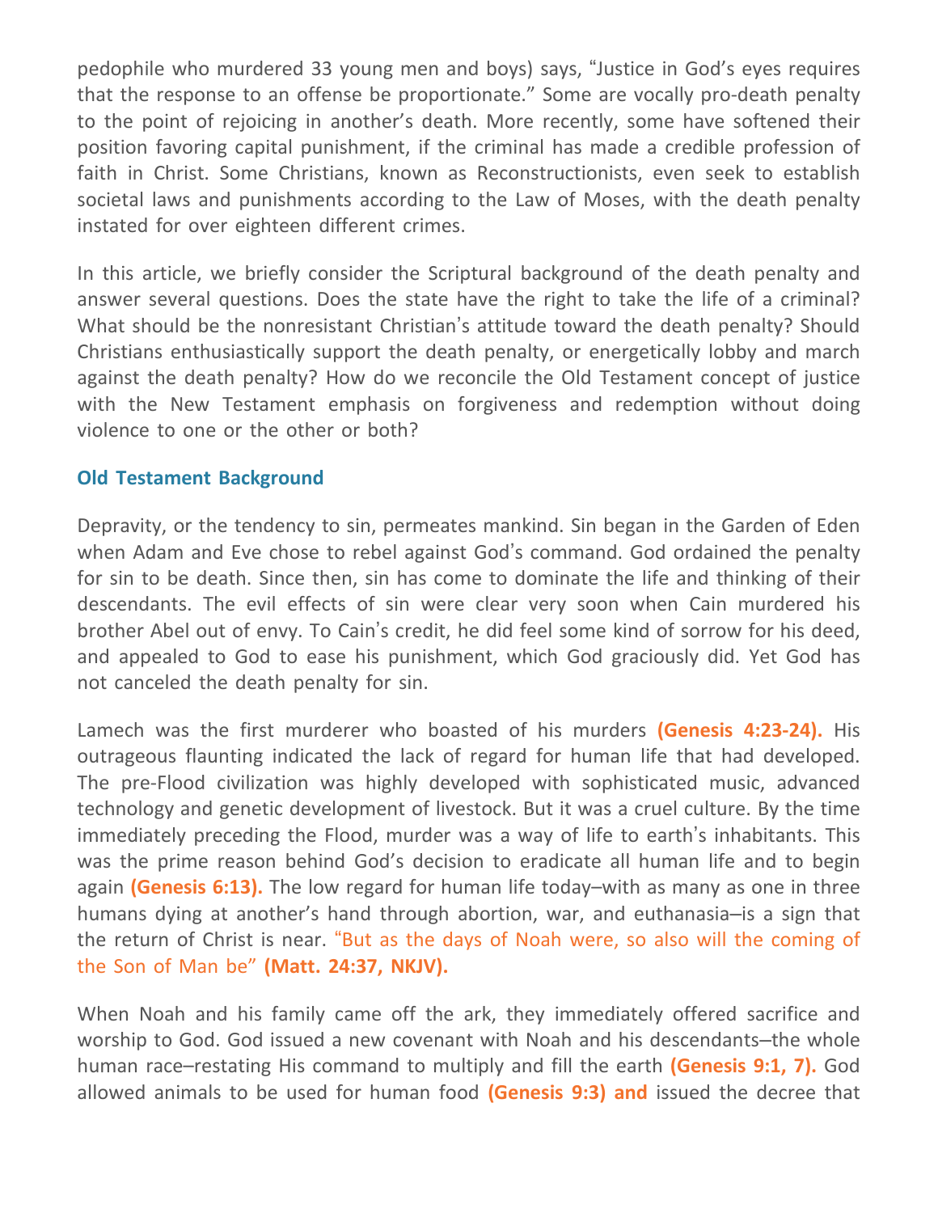pedophile who murdered 33 young men and boys) says, "Justice in God's eyes requires that the response to an offense be proportionate." Some are vocally pro-death penalty to the point of rejoicing in another's death. More recently, some have softened their position favoring capital punishment, if the criminal has made a credible profession of faith in Christ. Some Christians, known as Reconstructionists, even seek to establish societal laws and punishments according to the Law of Moses, with the death penalty instated for over eighteen different crimes.

In this article, we briefly consider the Scriptural background of the death penalty and answer several questions. Does the state have the right to take the life of a criminal? What should be the nonresistant Christian's attitude toward the death penalty? Should Christians enthusiastically support the death penalty, or energetically lobby and march against the death penalty? How do we reconcile the Old Testament concept of justice with the New Testament emphasis on forgiveness and redemption without doing violence to one or the other or both?

### Old Testament Background

Depravity, or the tendency to sin, permeates mankind. Sin began in the Garden of Eden when Adam and Eve chose to rebel against God's command. God ordained the penalty for sin to be death. Since then, sin has come to dominate the life and thinking of their descendants. The evil effects of sin were clear very soon when Cain murdered his brother Abel out of envy. To Cain's credit, he did feel some kind of sorrow for his deed, and appealed to God to ease his punishment, which God graciously did. Yet God has not canceled the death penalty for sin.

Lamech was the first murderer who boasted of his murders **(Genesis 4:23-24).** His outrageous flaunting indicated the lack of regard for human life that had developed. The pre-Flood civilization was highly developed with sophisticated music, advanced technology and genetic development of livestock. But it was a cruel culture. By the time immediately preceding the Flood, murder was a way of life to earth's inhabitants. This was the prime reason behind God's decision to eradicate all human life and to begin again **(Genesis 6:13).** The low regard for human life today–with as many as one in three humans dying at another's hand through abortion, war, and euthanasia–is a sign that the return of Christ is near. "But as the days of Noah were, so also will the coming of the Son of Man be" **(Matt. 24:37, NKJV).**

When Noah and his family came off the ark, they immediately offered sacrifice and worship to God. God issued a new covenant with Noah and his descendants–the whole human race–restating His command to multiply and fill the earth **(Genesis 9:1, 7).** God allowed animals to be used for human food **(Genesis 9:3) and** issued the decree that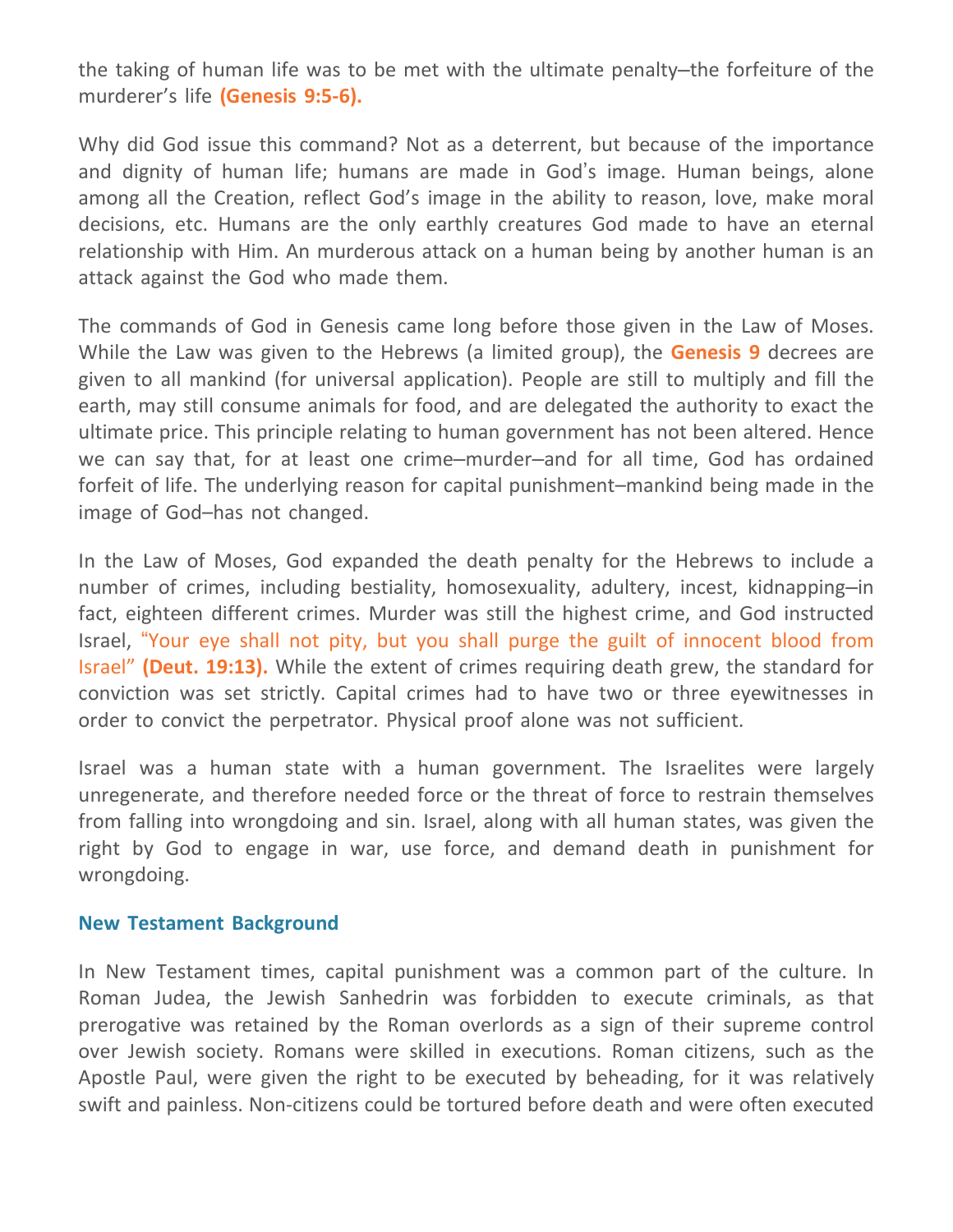the taking of human life was to be met with the ultimate penalty–the forfeiture of the murderer's life **(Genesis 9:5-6).**

Why did God issue this command? Not as a deterrent, but because of the importance and dignity of human life; humans are made in God's image. Human beings, alone among all the Creation, reflect God's image in the ability to reason, love, make moral decisions, etc. Humans are the only earthly creatures God made to have an eternal relationship with Him. An murderous attack on a human being by another human is an attack against the God who made them.

The commands of God in Genesis came long before those given in the Law of Moses. While the Law was given to the Hebrews (a limited group), the **Genesis 9** decrees are given to all mankind (for universal application). People are still to multiply and fill the earth, may still consume animals for food, and are delegated the authority to exact the ultimate price. This principle relating to human government has not been altered. Hence we can say that, for at least one crime–murder–and for all time, God has ordained forfeit of life. The underlying reason for capital punishment–mankind being made in the image of God–has not changed.

In the Law of Moses, God expanded the death penalty for the Hebrews to include a number of crimes, including bestiality, homosexuality, adultery, incest, kidnapping–in fact, eighteen different crimes. Murder was still the highest crime, and God instructed Israel, "Your eye shall not pity, but you shall purge the guilt of innocent blood from Israel" **(Deut. 19:13).** While the extent of crimes requiring death grew, the standard for conviction was set strictly. Capital crimes had to have two or three eyewitnesses in order to convict the perpetrator. Physical proof alone was not sufficient.

Israel was a human state with a human government. The Israelites were largely unregenerate, and therefore needed force or the threat of force to restrain themselves from falling into wrongdoing and sin. Israel, along with all human states, was given the right by God to engage in war, use force, and demand death in punishment for wrongdoing.

### New Testament Background

In New Testament times, capital punishment was a common part of the culture. In Roman Judea, the Jewish Sanhedrin was forbidden to execute criminals, as that prerogative was retained by the Roman overlords as a sign of their supreme control over Jewish society. Romans were skilled in executions. Roman citizens, such as the Apostle Paul, were given the right to be executed by beheading, for it was relatively swift and painless. Non-citizens could be tortured before death and were often executed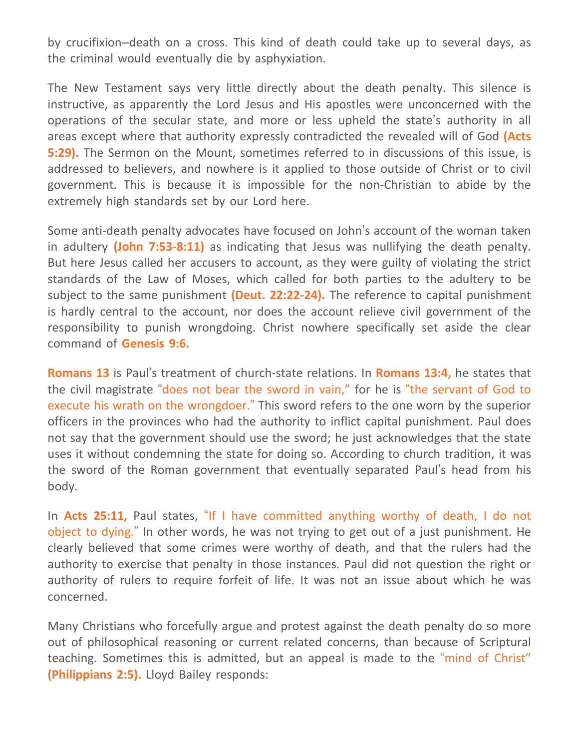by crucifixion—death on a cross. This kind of death could take up to several days, as the criminal would eventually die by asphyxiation.

The New Testament says very little directly about the death penalty. This silence is instructive, as apparently the Lord Jesus and His apostles were unconcerned with the operations of the secular state, and more or less upheld the state's authority in all areas except where that authority expressly contradicted the revealed will of God **(Acts 5:29).** The Sermon on the Mount, sometimes referred to in discussions of this issue, is addressed to believers, and nowhere is it applied to those outside of Christ or to civil government. This is because it is impossible for the non-Christian to abide by the extremely high standards set by our Lord here.

Some anti-death penalty advocates have focused on John's account of the woman taken in adultery **(John 7:53-8:11)** as indicating that Jesus was nullifying the death penalty. But here Jesus called her accusers to account, as they were guilty of violating the strict standards of the Law of Moses, which called for both parties to the adultery to be subject to the same punishment **(Deut. 22:22-24).** The reference to capital punishment is hardly central to the account, nor does the account relieve civil government of the responsibility to punish wrongdoing. Christ nowhere specifically set aside the clear command of **Genesis 9:6.**

**Romans 13** is Paul's treatment of church-state relations. In **Romans 13:4,** he states that the civil magistrate "does not bear the sword in vain," for he is "the servant of God to execute his wrath on the wrongdoer." This sword refers to the one worn by the superior officers in the provinces who had the authority to inflict capital punishment. Paul does not say that the government should use the sword; he just acknowledges that the state uses it without condemning the state for doing so. According to church tradition, it was the sword of the Roman government that eventually separated Paul's head from his body.

In **Acts 25:11,** Paul states, "If I have committed anything worthy of death, I do not object to dying." In other words, he was not trying to get out of a just punishment. He clearly believed that some crimes were worthy of death, and that the rulers had the authority to exercise that penalty in those instances. Paul did not question the right or authority of rulers to require forfeit of life. It was not an issue about which he was concerned.

Many Christians who forcefully argue and protest against the death penalty do so more out of philosophical reasoning or current related concerns, than because of Scriptural teaching. Sometimes this is admitted, but an appeal is made to the "mind of Christ" **(Philippians 2:5).** Lloyd Bailey responds: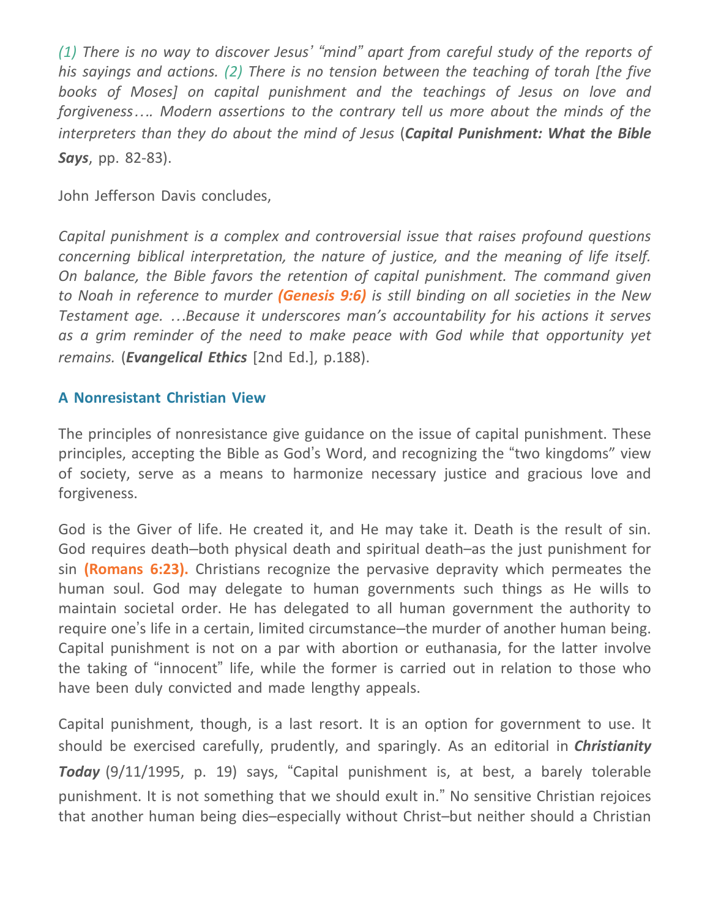*(1) There is no way to discover Jesus' "mind" apart from careful study of the reports of his sayings and actions. (2) There is no tension between the teaching of torah [the five books of Moses] on capital punishment and the teachings of Jesus on love and forgiveness…. Modern assertions to the contrary tell us more about the minds of the interpreters than they do about the mind of Jesus* (***Capital Punishment: What the Bible Says***, pp. 82-83).

John Jefferson Davis concludes,

*Capital punishment is a complex and controversial issue that raises profound questions concerning biblical interpretation, the nature of justice, and the meaning of life itself. On balance, the Bible favors the retention of capital punishment. The command given to Noah in reference to murder **(Genesis 9:6)** is still binding on all societies in the New Testament age. …Because it underscores man's accountability for his actions it serves as a grim reminder of the need to make peace with God while that opportunity yet remains.* (***Evangelical Ethics*** [2nd Ed.], p.188).

### A Nonresistant Christian View

The principles of nonresistance give guidance on the issue of capital punishment. These principles, accepting the Bible as God's Word, and recognizing the "two kingdoms" view of society, serve as a means to harmonize necessary justice and gracious love and forgiveness.

God is the Giver of life. He created it, and He may take it. Death is the result of sin. God requires death–both physical death and spiritual death–as the just punishment for sin **(Romans 6:23).** Christians recognize the pervasive depravity which permeates the human soul. God may delegate to human governments such things as He wills to maintain societal order. He has delegated to all human government the authority to require one's life in a certain, limited circumstance–the murder of another human being. Capital punishment is not on a par with abortion or euthanasia, for the latter involve the taking of "innocent" life, while the former is carried out in relation to those who have been duly convicted and made lengthy appeals.

Capital punishment, though, is a last resort. It is an option for government to use. It should be exercised carefully, prudently, and sparingly. As an editorial in ***Christianity Today*** (9/11/1995, p. 19) says, "Capital punishment is, at best, a barely tolerable punishment. It is not something that we should exult in." No sensitive Christian rejoices that another human being dies–especially without Christ–but neither should a Christian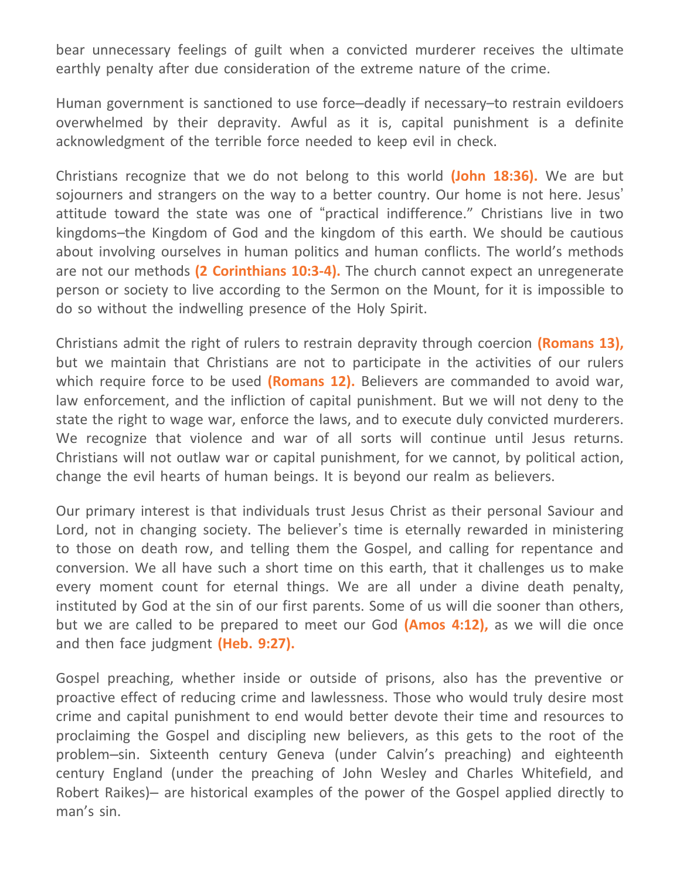bear unnecessary feelings of guilt when a convicted murderer receives the ultimate earthly penalty after due consideration of the extreme nature of the crime.

Human government is sanctioned to use force–deadly if necessary–to restrain evildoers overwhelmed by their depravity. Awful as it is, capital punishment is a definite acknowledgment of the terrible force needed to keep evil in check.

Christians recognize that we do not belong to this world **(John 18:36).** We are but sojourners and strangers on the way to a better country. Our home is not here. Jesus' attitude toward the state was one of "practical indifference." Christians live in two kingdoms–the Kingdom of God and the kingdom of this earth. We should be cautious about involving ourselves in human politics and human conflicts. The world's methods are not our methods **(2 Corinthians 10:3-4).** The church cannot expect an unregenerate person or society to live according to the Sermon on the Mount, for it is impossible to do so without the indwelling presence of the Holy Spirit.

Christians admit the right of rulers to restrain depravity through coercion **(Romans 13),** but we maintain that Christians are not to participate in the activities of our rulers which require force to be used **(Romans 12).** Believers are commanded to avoid war, law enforcement, and the infliction of capital punishment. But we will not deny to the state the right to wage war, enforce the laws, and to execute duly convicted murderers. We recognize that violence and war of all sorts will continue until Jesus returns. Christians will not outlaw war or capital punishment, for we cannot, by political action, change the evil hearts of human beings. It is beyond our realm as believers.

Our primary interest is that individuals trust Jesus Christ as their personal Saviour and Lord, not in changing society. The believer's time is eternally rewarded in ministering to those on death row, and telling them the Gospel, and calling for repentance and conversion. We all have such a short time on this earth, that it challenges us to make every moment count for eternal things. We are all under a divine death penalty, instituted by God at the sin of our first parents. Some of us will die sooner than others, but we are called to be prepared to meet our God **(Amos 4:12),** as we will die once and then face judgment **(Heb. 9:27).**

Gospel preaching, whether inside or outside of prisons, also has the preventive or proactive effect of reducing crime and lawlessness. Those who would truly desire most crime and capital punishment to end would better devote their time and resources to proclaiming the Gospel and discipling new believers, as this gets to the root of the problem–sin. Sixteenth century Geneva (under Calvin's preaching) and eighteenth century England (under the preaching of John Wesley and Charles Whitefield, and Robert Raikes)– are historical examples of the power of the Gospel applied directly to man's sin.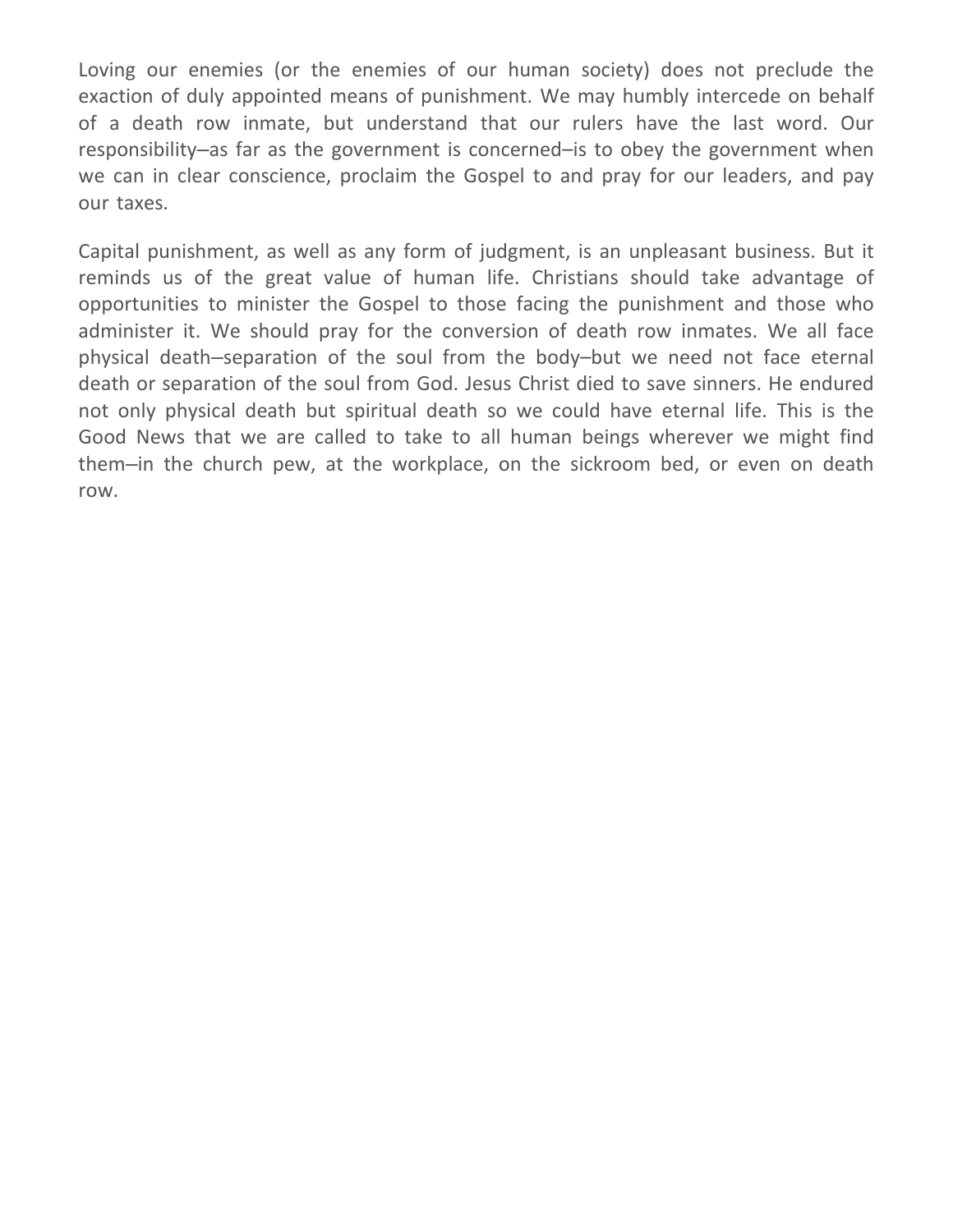Loving our enemies (or the enemies of our human society) does not preclude the exaction of duly appointed means of punishment. We may humbly intercede on behalf of a death row inmate, but understand that our rulers have the last word. Our responsibility–as far as the government is concerned–is to obey the government when we can in clear conscience, proclaim the Gospel to and pray for our leaders, and pay our taxes.

Capital punishment, as well as any form of judgment, is an unpleasant business. But it reminds us of the great value of human life. Christians should take advantage of opportunities to minister the Gospel to those facing the punishment and those who administer it. We should pray for the conversion of death row inmates. We all face physical death–separation of the soul from the body–but we need not face eternal death or separation of the soul from God. Jesus Christ died to save sinners. He endured not only physical death but spiritual death so we could have eternal life. This is the Good News that we are called to take to all human beings wherever we might find them–in the church pew, at the workplace, on the sickroom bed, or even on death row.